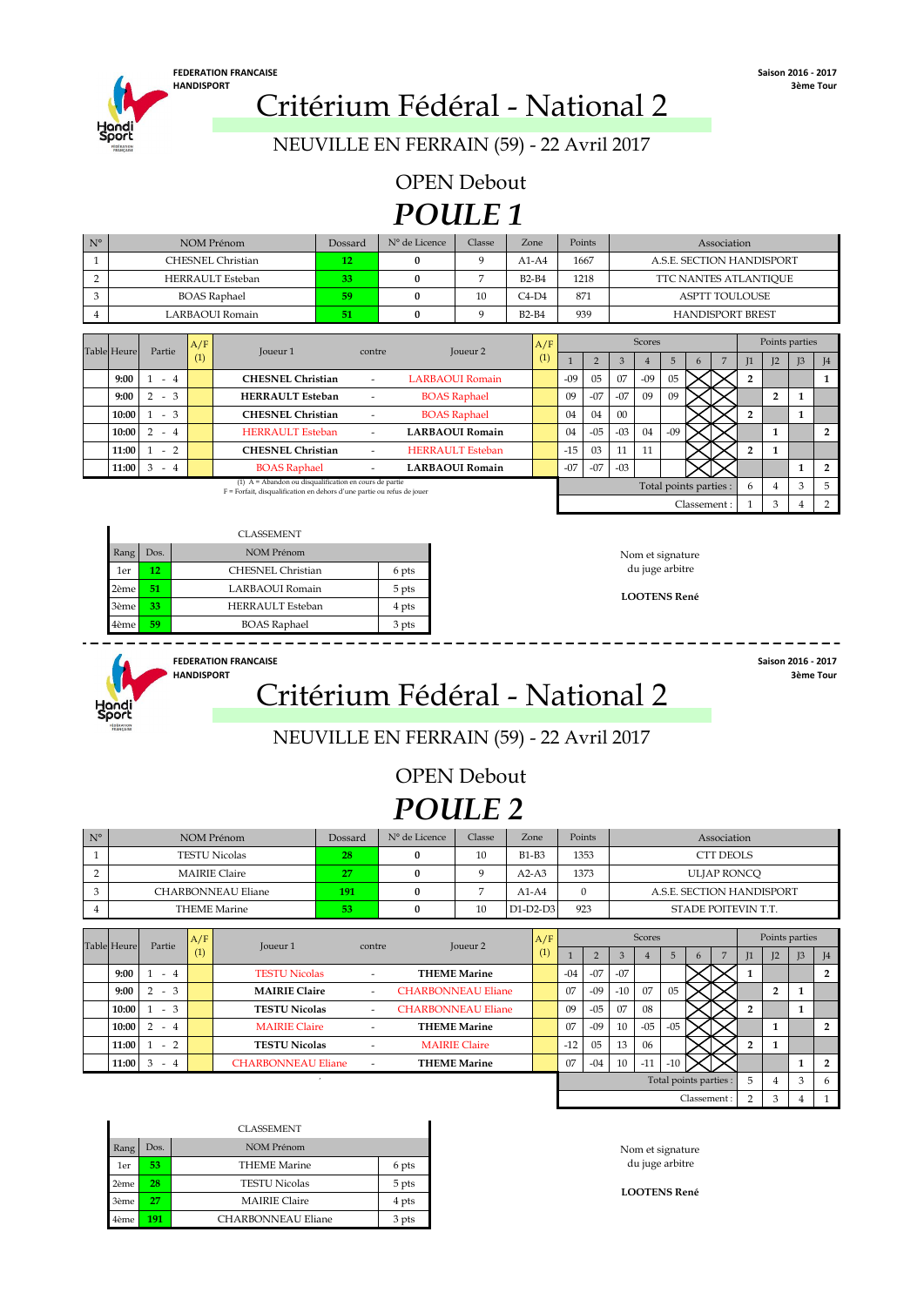FEDERATION FRANCAISE HANDISPORT

Saison 2016 - 2017
3ème Tour

# Critérium Fédéral - National 2

NEUVILLE EN FERRAIN (59) - 22 Avril 2017

## OPEN Debout

## *POULE 1*

| N° | NOM Prénom | Dossard | N° de Licence | Classe | Zone | Points | Association |
|---|---|---|---|---|---|---|---|
| 1 | CHESNEL Christian | 12 | 0 | 9 | A1-A4 | 1667 | A.S.E. SECTION HANDISPORT |
| 2 | HERRAULT Esteban | 33 | 0 | 7 | B2-B4 | 1218 | TTC NANTES ATLANTIQUE |
| 3 | BOAS Raphael | 59 | 0 | 10 | C4-D4 | 871 | ASPTT TOULOUSE |
| 4 | LARBAOUI Romain | 51 | 0 | 9 | B2-B4 | 939 | HANDISPORT BREST |

| Table | Heure | Partie | A/F (1) | Joueur 1 | contre | Joueur 2 | A/F (1) | Scores 1 | 2 | 3 | 4 | 5 | 6 | 7 | Points parties J1 | J2 | J3 | J4 |
|---|---|---|---|---|---|---|---|---|---|---|---|---|---|---|---|---|---|---|
| | 9:00 | 1 - 4 | | CHESNEL Christian | - | LARBAOUI Romain | | -09 | 05 | 07 | -09 | 05 | | | 2 | | | 1 |
| | 9:00 | 2 - 3 | | HERRAULT Esteban | - | BOAS Raphael | | 09 | -07 | -07 | 09 | 09 | | | | 2 | 1 | |
| | 10:00 | 1 - 3 | | CHESNEL Christian | - | BOAS Raphael | | 04 | 04 | 00 | | | | | 2 | | 1 | |
| | 10:00 | 2 - 4 | | HERRAULT Esteban | - | LARBAOUI Romain | | 04 | -05 | -03 | 04 | -09 | | | | 1 | | 2 |
| | 11:00 | 1 - 2 | | CHESNEL Christian | - | HERRAULT Esteban | | -15 | 03 | 11 | 11 | | | | 2 | 1 | | |
| | 11:00 | 3 - 4 | | BOAS Raphael | - | LARBAOUI Romain | | -07 | -07 | -03 | | | | | | | 1 | 2 |
| | | | | | | | | Total points parties : | | | | | | | 6 | 4 | 3 | 5 |
| | | | | | | | | Classement : | | | | | | | 1 | 3 | 4 | 2 |

(1) A = Abandon ou disqualification en cours de partie
F = Forfait, disqualification en dehors d'une partie ou refus de jouer

CLASSEMENT

| Rang | Dos. | NOM Prénom | |
|---|---|---|---|
| 1er | 12 | CHESNEL Christian | 6 pts |
| 2ème | 51 | LARBAOUI Romain | 5 pts |
| 3ème | 33 | HERRAULT Esteban | 4 pts |
| 4ème | 59 | BOAS Raphael | 3 pts |

Nom et signature du juge arbitre

**LOOTENS René**

---

FEDERATION FRANCAISE HANDISPORT

Saison 2016 - 2017
3ème Tour

# Critérium Fédéral - National 2

NEUVILLE EN FERRAIN (59) - 22 Avril 2017

## OPEN Debout

## *POULE 2*

| N° | NOM Prénom | Dossard | N° de Licence | Classe | Zone | Points | Association |
|---|---|---|---|---|---|---|---|
| 1 | TESTU Nicolas | 28 | 0 | 10 | B1-B3 | 1353 | CTT DEOLS |
| 2 | MAIRIE Claire | 27 | 0 | 9 | A2-A3 | 1373 | ULJAP RONCQ |
| 3 | CHARBONNEAU Eliane | 191 | 0 | 7 | A1-A4 | 0 | A.S.E. SECTION HANDISPORT |
| 4 | THEME Marine | 53 | 0 | 10 | D1-D2-D3 | 923 | STADE POITEVIN T.T. |

| Table | Heure | Partie | A/F (1) | Joueur 1 | contre | Joueur 2 | A/F (1) | Scores 1 | 2 | 3 | 4 | 5 | 6 | 7 | Points parties J1 | J2 | J3 | J4 |
|---|---|---|---|---|---|---|---|---|---|---|---|---|---|---|---|---|---|---|
| | 9:00 | 1 - 4 | | TESTU Nicolas | - | THEME Marine | | -04 | -07 | -07 | | | | | 1 | | | 2 |
| | 9:00 | 2 - 3 | | MAIRIE Claire | - | CHARBONNEAU Eliane | | 07 | -09 | -10 | 07 | 05 | | | | 2 | 1 | |
| | 10:00 | 1 - 3 | | TESTU Nicolas | - | CHARBONNEAU Eliane | | 09 | -05 | 07 | 08 | | | | 2 | | 1 | |
| | 10:00 | 2 - 4 | | MAIRIE Claire | - | THEME Marine | | 07 | -09 | 10 | -05 | -05 | | | | 1 | | 2 |
| | 11:00 | 1 - 2 | | TESTU Nicolas | - | MAIRIE Claire | | -12 | 05 | 13 | 06 | | | | 2 | 1 | | |
| | 11:00 | 3 - 4 | | CHARBONNEAU Eliane | - | THEME Marine | | 07 | -04 | 10 | -11 | -10 | | | | | 1 | 2 |
| | | | | | | | | Total points parties : | | | | | | | 5 | 4 | 3 | 6 |
| | | | | | | | | Classement : | | | | | | | 2 | 3 | 4 | 1 |

CLASSEMENT

| Rang | Dos. | NOM Prénom | |
|---|---|---|---|
| 1er | 53 | THEME Marine | 6 pts |
| 2ème | 28 | TESTU Nicolas | 5 pts |
| 3ème | 27 | MAIRIE Claire | 4 pts |
| 4ème | 191 | CHARBONNEAU Eliane | 3 pts |

Nom et signature du juge arbitre

**LOOTENS René**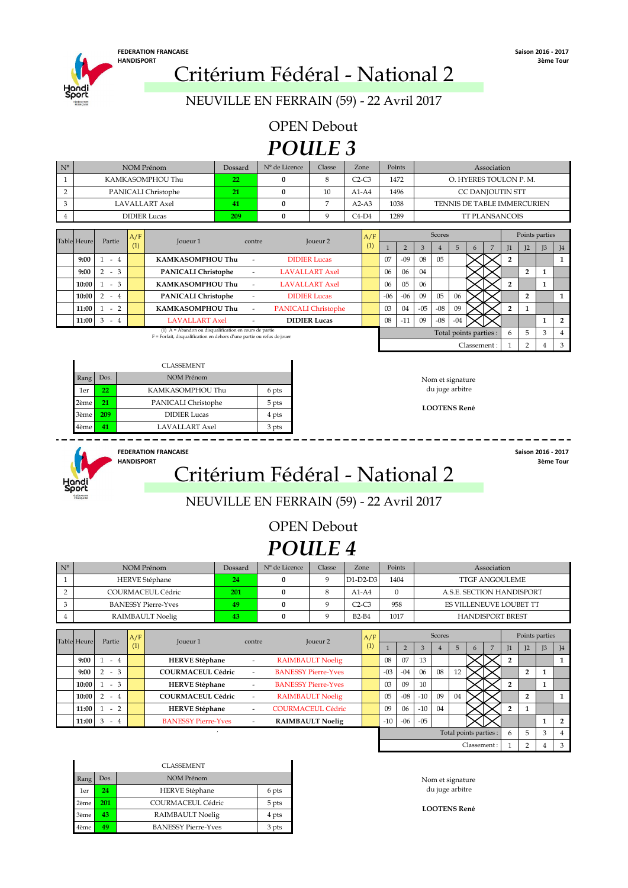FEDERATION FRANCAISE HANDISPORT

Saison 2016 - 2017
3ème Tour

# Critérium Fédéral - National 2

NEUVILLE EN FERRAIN (59) - 22 Avril 2017

## OPEN Debout

## *POULE 3*

| N° | NOM Prénom | Dossard | N° de Licence | Classe | Zone | Points | Association |
|---|---|---|---|---|---|---|---|
| 1 | KAMKASOMPHOU Thu | 22 | 0 | 8 | C2-C3 | 1472 | O. HYERES TOULON P. M. |
| 2 | PANICALI Christophe | 21 | 0 | 10 | A1-A4 | 1496 | CC DANJOUTIN STT |
| 3 | LAVALLART Axel | 41 | 0 | 7 | A2-A3 | 1038 | TENNIS DE TABLE IMMERCURIEN |
| 4 | DIDIER Lucas | 209 | 0 | 9 | C4-D4 | 1289 | TT PLANSANCOIS |

| Table | Heure | Partie | A/F (1) | Joueur 1 | contre | Joueur 2 | A/F (1) | 1 | 2 | 3 | 4 | 5 | 6 | 7 | J1 | J2 | J3 | J4 |
|---|---|---|---|---|---|---|---|---|---|---|---|---|---|---|---|---|---|---|
| | 9:00 | 1 - 4 | | **KAMKASOMPHOU Thu** | - | DIDIER Lucas | | 07 | -09 | 08 | 05 | | | | 2 | | | 1 |
| | 9:00 | 2 - 3 | | **PANICALI Christophe** | - | LAVALLART Axel | | 06 | 06 | 04 | | | | | | 2 | 1 | |
| | 10:00 | 1 - 3 | | **KAMKASOMPHOU Thu** | - | LAVALLART Axel | | 06 | 05 | 06 | | | | | 2 | | 1 | |
| | 10:00 | 2 - 4 | | **PANICALI Christophe** | - | DIDIER Lucas | | -06 | -06 | 09 | 05 | 06 | | | | 2 | | 1 |
| | 11:00 | 1 - 2 | | **KAMKASOMPHOU Thu** | - | PANICALI Christophe | | 03 | 04 | -05 | -08 | 09 | | | 2 | 1 | | |
| | 11:00 | 3 - 4 | | LAVALLART Axel | - | **DIDIER Lucas** | | 08 | -11 | 09 | -08 | -04 | | | | | 1 | 2 |
| | | | | | | | | | | | | Total points parties : | | | 6 | 5 | 3 | 4 |
| | | | | | | | | | | | | Classement : | | | 1 | 2 | 4 | 3 |

(1) A = Abandon ou disqualification en cours de partie
F = Forfait, disqualification en dehors d'une partie ou refus de jouer

CLASSEMENT

| Rang | Dos. | NOM Prénom | |
|---|---|---|---|
| 1er | 22 | KAMKASOMPHOU Thu | 6 pts |
| 2ème | 21 | PANICALI Christophe | 5 pts |
| 3ème | 209 | DIDIER Lucas | 4 pts |
| 4ème | 41 | LAVALLART Axel | 3 pts |

Nom et signature du juge arbitre

**LOOTENS René**

---

FEDERATION FRANCAISE HANDISPORT

Saison 2016 - 2017
3ème Tour

# Critérium Fédéral - National 2

NEUVILLE EN FERRAIN (59) - 22 Avril 2017

## OPEN Debout

## *POULE 4*

| N° | NOM Prénom | Dossard | N° de Licence | Classe | Zone | Points | Association |
|---|---|---|---|---|---|---|---|
| 1 | HERVE Stéphane | 24 | 0 | 9 | D1-D2-D3 | 1404 | TTGF ANGOULEME |
| 2 | COURMACEUL Cédric | 201 | 0 | 8 | A1-A4 | 0 | A.S.E. SECTION HANDISPORT |
| 3 | BANESSY Pierre-Yves | 49 | 0 | 9 | C2-C3 | 958 | ES VILLENEUVE LOUBET TT |
| 4 | RAIMBAULT Noelig | 43 | 0 | 9 | B2-B4 | 1017 | HANDISPORT BREST |

| Table | Heure | Partie | A/F (1) | Joueur 1 | contre | Joueur 2 | A/F (1) | 1 | 2 | 3 | 4 | 5 | 6 | 7 | J1 | J2 | J3 | J4 |
|---|---|---|---|---|---|---|---|---|---|---|---|---|---|---|---|---|---|---|
| | 9:00 | 1 - 4 | | **HERVE Stéphane** | - | RAIMBAULT Noelig | | 08 | 07 | 13 | | | | | 2 | | | 1 |
| | 9:00 | 2 - 3 | | **COURMACEUL Cédric** | - | BANESSY Pierre-Yves | | -03 | -04 | 06 | 08 | 12 | | | | 2 | 1 | |
| | 10:00 | 1 - 3 | | **HERVE Stéphane** | - | BANESSY Pierre-Yves | | 03 | 09 | 10 | | | | | 2 | | 1 | |
| | 10:00 | 2 - 4 | | **COURMACEUL Cédric** | - | RAIMBAULT Noelig | | 05 | -08 | -10 | 09 | 04 | | | | 2 | | 1 |
| | 11:00 | 1 - 2 | | **HERVE Stéphane** | - | COURMACEUL Cédric | | 09 | 06 | -10 | 04 | | | | 2 | 1 | | |
| | 11:00 | 3 - 4 | | BANESSY Pierre-Yves | - | **RAIMBAULT Noelig** | | -10 | -06 | -05 | | | | | | | 1 | 2 |
| | | | | | | | | | | | | Total points parties : | | | 6 | 5 | 3 | 4 |
| | | | | | | | | | | | | Classement : | | | 1 | 2 | 4 | 3 |

CLASSEMENT

| Rang | Dos. | NOM Prénom | |
|---|---|---|---|
| 1er | 24 | HERVE Stéphane | 6 pts |
| 2ème | 201 | COURMACEUL Cédric | 5 pts |
| 3ème | 43 | RAIMBAULT Noelig | 4 pts |
| 4ème | 49 | BANESSY Pierre-Yves | 3 pts |

Nom et signature du juge arbitre

**LOOTENS René**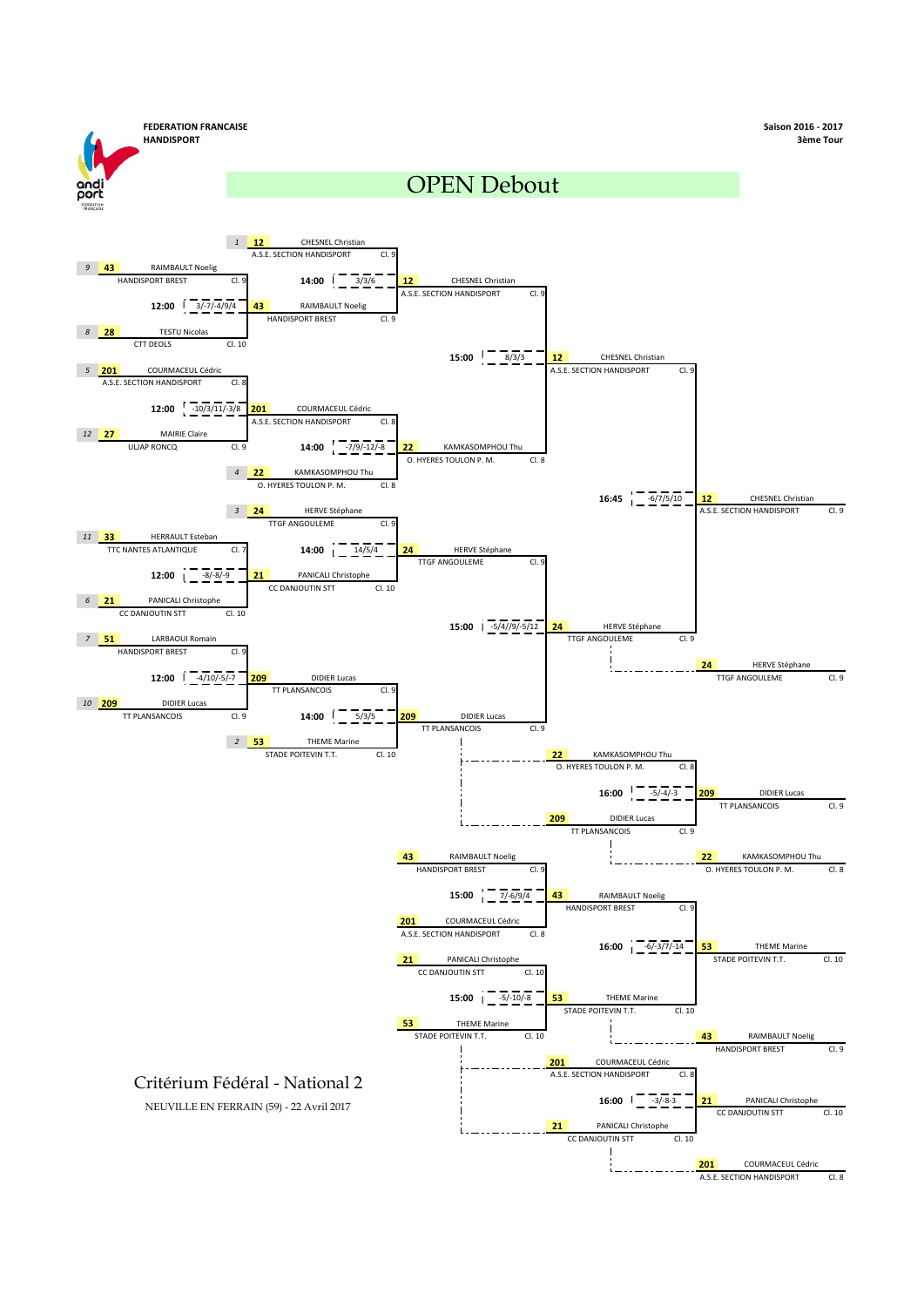**FEDERATION FRANCAISE HANDISPORT**

**Saison 2016 - 2017**
**3ème Tour**

# OPEN Debout

## Tableau principal

### Premier tour (12:00)

| Seed | N° | Joueur | Club | Cl. |
| --- | --- | --- | --- | --- |
| 9 | 43 | RAIMBAULT Noelig | HANDISPORT BREST | Cl. 9 |
| 8 | 28 | TESTU Nicolas | CTT DEOLS | Cl. 10 |
| 5 | 201 | COURMACEUL Cédric | A.S.E. SECTION HANDISPORT | Cl. 8 |
| 12 | 27 | MAIRIE Claire | ULJAP RONCQ | Cl. 9 |
| 11 | 33 | HERRAULT Esteban | TTC NANTES ATLANTIQUE | Cl. 7 |
| 6 | 21 | PANICALI Christophe | CC DANJOUTIN STT | Cl. 10 |
| 7 | 51 | LARBAOUI Romain | HANDISPORT BREST | Cl. 9 |
| 10 | 209 | DIDIER Lucas | TT PLANSANCOIS | Cl. 9 |

| Heure | Match | Score | Vainqueur |
| --- | --- | --- | --- |
| 12:00 | RAIMBAULT Noelig – TESTU Nicolas | 3/-7/-4/9/4 | 43 RAIMBAULT Noelig (HANDISPORT BREST, Cl. 9) |
| 12:00 | COURMACEUL Cédric – MAIRIE Claire | -10/3/11/-3/8 | 201 COURMACEUL Cédric (A.S.E. SECTION HANDISPORT, Cl. 8) |
| 12:00 | HERRAULT Esteban – PANICALI Christophe | -8/-8/-9 | 21 PANICALI Christophe (CC DANJOUTIN STT, Cl. 10) |
| 12:00 | LARBAOUI Romain – DIDIER Lucas | -4/10/-5/-7 | 209 DIDIER Lucas (TT PLANSANCOIS, Cl. 9) |

### Quarts de finale (14:00)

| Heure | Match | Score | Vainqueur |
| --- | --- | --- | --- |
| 14:00 | 1 – 12 CHESNEL Christian (A.S.E. SECTION HANDISPORT, Cl. 9) – 43 RAIMBAULT Noelig | 3/3/6 | 12 CHESNEL Christian (A.S.E. SECTION HANDISPORT, Cl. 9) |
| 14:00 | 201 COURMACEUL Cédric – 4 – 22 KAMKASOMPHOU Thu (O. HYERES TOULON P. M., Cl. 8) | -7/9/-12/-8 | 22 KAMKASOMPHOU Thu (O. HYERES TOULON P. M., Cl. 8) |
| 14:00 | 3 – 24 HERVE Stéphane (TTGF ANGOULEME, Cl. 9) – 21 PANICALI Christophe | 14/5/4 | 24 HERVE Stéphane (TTGF ANGOULEME, Cl. 9) |
| 14:00 | 209 DIDIER Lucas – 2 – 53 THEME Marine (STADE POITEVIN T.T., Cl. 10) | 5/3/5 | 209 DIDIER Lucas (TT PLANSANCOIS, Cl. 9) |

### Demi-finales (15:00)

| Heure | Match | Score | Vainqueur |
| --- | --- | --- | --- |
| 15:00 | CHESNEL Christian – KAMKASOMPHOU Thu | 8/3/3 | 12 CHESNEL Christian (A.S.E. SECTION HANDISPORT, Cl. 9) |
| 15:00 | HERVE Stéphane – DIDIER Lucas | -5/4//9/-5/12 | 24 HERVE Stéphane (TTGF ANGOULEME, Cl. 9) |

### Finale (16:45)

| Heure | Match | Score | Vainqueur |
| --- | --- | --- | --- |
| 16:45 | CHESNEL Christian – HERVE Stéphane | -6/7/5/10 | 12 CHESNEL Christian (A.S.E. SECTION HANDISPORT, Cl. 9) |

Perdant : 24 HERVE Stéphane (TTGF ANGOULEME, Cl. 9)

### Match pour la 3ème place (16:00)

| Heure | Match | Score | Vainqueur |
| --- | --- | --- | --- |
| 16:00 | 22 KAMKASOMPHOU Thu (O. HYERES TOULON P. M., Cl. 8) – 209 DIDIER Lucas (TT PLANSANCOIS, Cl. 9) | -5/-4/-3 | 209 DIDIER Lucas (TT PLANSANCOIS, Cl. 9) |

Perdant : 22 KAMKASOMPHOU Thu (O. HYERES TOULON P. M., Cl. 8)

## Places 5 à 8

| Heure | Match | Score | Vainqueur |
| --- | --- | --- | --- |
| 15:00 | 43 RAIMBAULT Noelig (HANDISPORT BREST, Cl. 9) – 201 COURMACEUL Cédric (A.S.E. SECTION HANDISPORT, Cl. 8) | 7/-6/9/4 | 43 RAIMBAULT Noelig (HANDISPORT BREST, Cl. 9) |
| 15:00 | 21 PANICALI Christophe (CC DANJOUTIN STT, Cl. 10) – 53 THEME Marine (STADE POITEVIN T.T., Cl. 10) | -5/-10/-8 | 53 THEME Marine (STADE POITEVIN T.T., Cl. 10) |
| 16:00 | RAIMBAULT Noelig – THEME Marine | -6/-3/7/-14 | 53 THEME Marine (STADE POITEVIN T.T., Cl. 10) |
| 16:00 | 201 COURMACEUL Cédric (A.S.E. SECTION HANDISPORT, Cl. 8) – 21 PANICALI Christophe (CC DANJOUTIN STT, Cl. 10) | -3/-8-3 | 21 PANICALI Christophe (CC DANJOUTIN STT, Cl. 10) |

Perdants : 43 RAIMBAULT Noelig (HANDISPORT BREST, Cl. 9) ; 201 COURMACEUL Cédric (A.S.E. SECTION HANDISPORT, Cl. 8)

## Critérium Fédéral - National 2

NEUVILLE EN FERRAIN (59) - 22 Avril 2017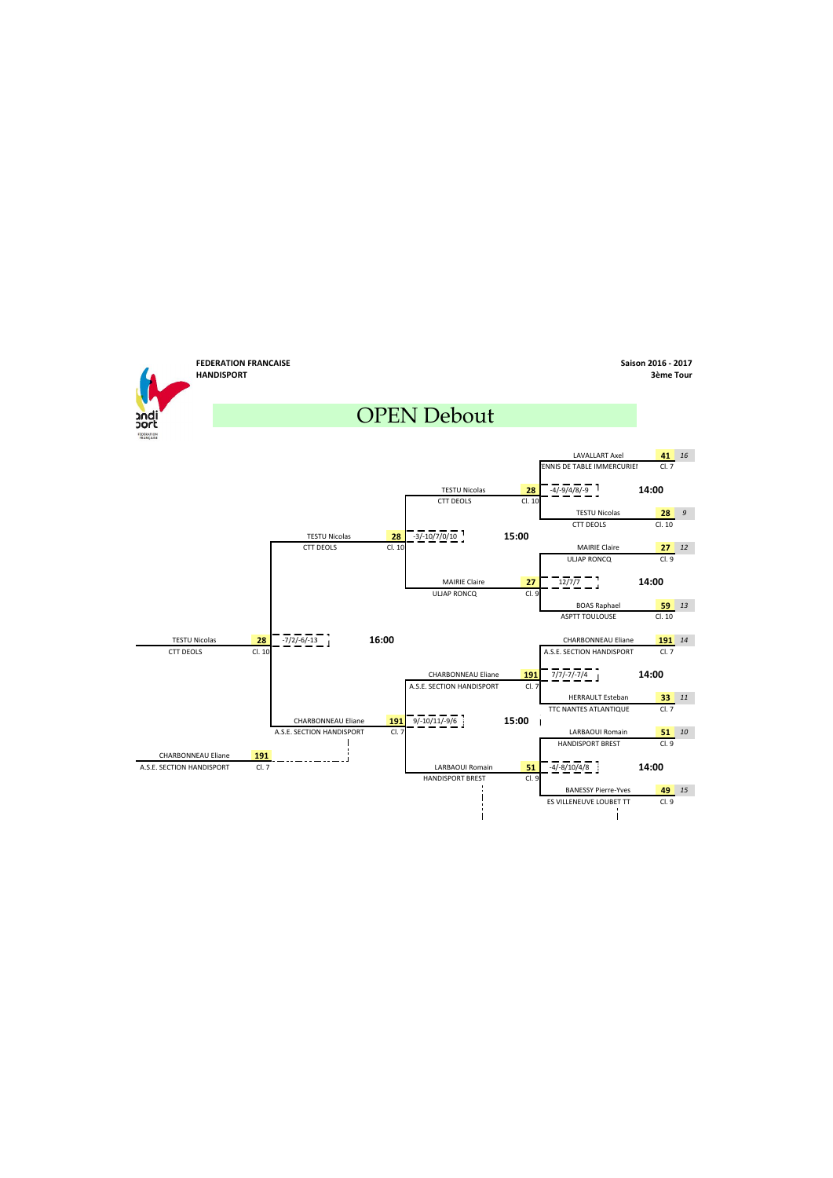**FEDERATION FRANCAISE HANDISPORT**

**Saison 2016 - 2017**
**3ème Tour**

# OPEN Debout

## Premier tour (14:00)

| Joueur | Club | Points | Classement | Tableau | Score |
|---|---|---|---|---|---|
| LAVALLART Axel | ENNIS DE TABLE IMMERCURIEI | 41 | Cl. 7 | 16 | -4/-9/4/8/-9 |
| TESTU Nicolas | CTT DEOLS | 28 | Cl. 10 | 9 | |
| MAIRIE Claire | ULJAP RONCQ | 27 | Cl. 9 | 12 | 12/7/7 |
| BOAS Raphael | ASPTT TOULOUSE | 59 | Cl. 10 | 13 | |
| CHARBONNEAU Eliane | A.S.E. SECTION HANDISPORT | 191 | Cl. 7 | 14 | 7/7/-7/-7/4 |
| HERRAULT Esteban | TTC NANTES ATLANTIQUE | 33 | Cl. 7 | 11 | |
| LARBAOUI Romain | HANDISPORT BREST | 51 | Cl. 9 | 10 | -4/-8/10/4/8 |
| BANESSY Pierre-Yves | ES VILLENEUVE LOUBET TT | 49 | Cl. 9 | 15 | |

## Demi-finales (15:00)

| Joueur | Club | Points | Classement | Score |
|---|---|---|---|---|
| TESTU Nicolas | CTT DEOLS | 28 | Cl. 10 | -3/-10/7/0/10 |
| MAIRIE Claire | ULJAP RONCQ | 27 | Cl. 9 | |
| CHARBONNEAU Eliane | A.S.E. SECTION HANDISPORT | 191 | Cl. 7 | 9/-10/11/-9/6 |
| LARBAOUI Romain | HANDISPORT BREST | 51 | Cl. 9 | |

## Finale (16:00)

| Joueur | Club | Points | Classement | Score |
|---|---|---|---|---|
| TESTU Nicolas | CTT DEOLS | 28 | Cl. 10 | -7/2/-6/-13 |
| CHARBONNEAU Eliane | A.S.E. SECTION HANDISPORT | 191 | Cl. 7 | |

## Vainqueur / Finaliste

| Joueur | Club | Points | Classement |
|---|---|---|---|
| TESTU Nicolas | CTT DEOLS | 28 | Cl. 10 |
| CHARBONNEAU Eliane | A.S.E. SECTION HANDISPORT | 191 | Cl. 7 |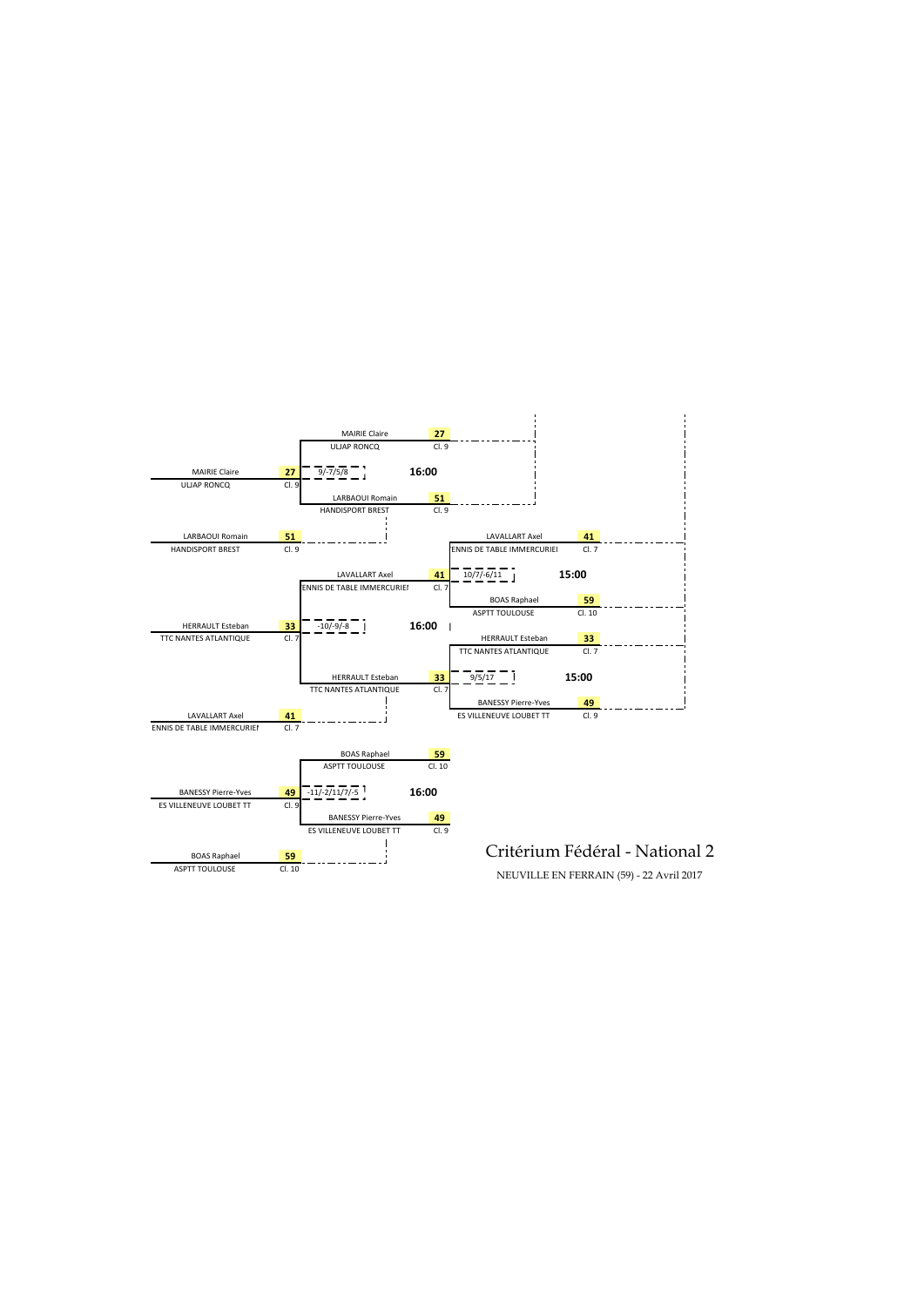# Critérium Fédéral - National 2

NEUVILLE EN FERRAIN (59) - 22 Avril 2017

| Joueur | Club | Points | Classement |
|---|---|---|---|
| MAIRIE Claire | ULJAP RONCQ | 27 | Cl. 9 |
| LARBAOUI Romain | HANDISPORT BREST | 51 | Cl. 9 |
| HERRAULT Esteban | TTC NANTES ATLANTIQUE | 33 | Cl. 7 |
| LAVALLART Axel | ENNIS DE TABLE IMMERCURIEI | 41 | Cl. 7 |
| BANESSY Pierre-Yves | ES VILLENEUVE LOUBET TT | 49 | Cl. 9 |
| BOAS Raphael | ASPTT TOULOUSE | 59 | Cl. 10 |

| Match | Score | Heure |
|---|---|---|
| MAIRIE Claire (ULJAP RONCQ, 27, Cl. 9) – LARBAOUI Romain (HANDISPORT BREST, 51, Cl. 9) | 9/-7/5/8 | 16:00 |
| LAVALLART Axel (ENNIS DE TABLE IMMERCURIEI, 41, Cl. 7) – HERRAULT Esteban (TTC NANTES ATLANTIQUE, 33, Cl. 7) | -10/-9/-8 | 16:00 |
| BOAS Raphael (ASPTT TOULOUSE, 59, Cl. 10) – BANESSY Pierre-Yves (ES VILLENEUVE LOUBET TT, 49, Cl. 9) | -11/-2/11/7/-5 | 16:00 |
| LAVALLART Axel (ENNIS DE TABLE IMMERCURIEI, 41, Cl. 7) – BOAS Raphael (ASPTT TOULOUSE, 59, Cl. 10) | 10/7/-6/11 | 15:00 |
| HERRAULT Esteban (TTC NANTES ATLANTIQUE, 33, Cl. 7) – BANESSY Pierre-Yves (ES VILLENEUVE LOUBET TT, 49, Cl. 9) | 9/5/17 | 15:00 |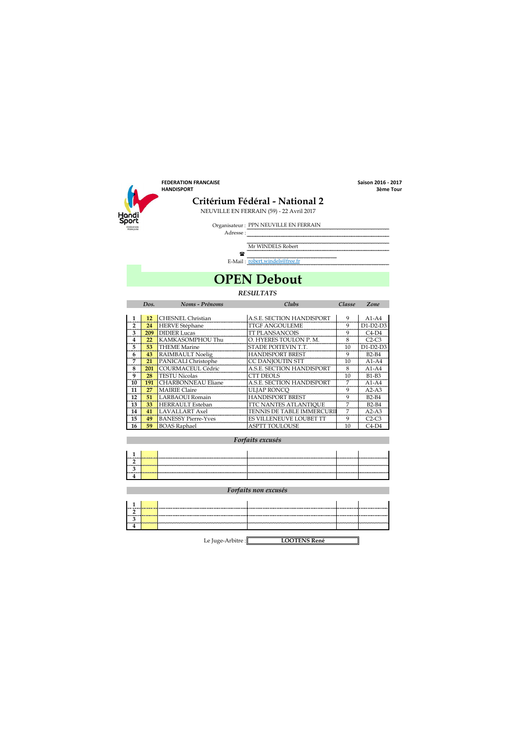**FEDERATION FRANCAISE HANDISPORT**

Saison 2016 - 2017
3ème Tour

# Critérium Fédéral - National 2

NEUVILLE EN FERRAIN (59) - 22 Avril 2017

Organisateur : PPN NEUVILLE EN FERRAIN
Adresse :

Mr WINDELS Robert
☎
E-Mail : robert.windels@free.fr

# OPEN Debout

*RESULTATS*

| | Dos. | Noms - Prénoms | Clubs | Classe | Zone |
|---|---|---|---|---|---|
| 1 | 12 | CHESNEL Christian | A.S.E. SECTION HANDISPORT | 9 | A1-A4 |
| 2 | 24 | HERVE Stéphane | TTGF ANGOULEME | 9 | D1-D2-D3 |
| 3 | 209 | DIDIER Lucas | TT PLANSANCOIS | 9 | C4-D4 |
| 4 | 22 | KAMKASOMPHOU Thu | O. HYERES TOULON P. M. | 8 | C2-C3 |
| 5 | 53 | THEME Marine | STADE POITEVIN T.T. | 10 | D1-D2-D3 |
| 6 | 43 | RAIMBAULT Noelig | HANDISPORT BREST | 9 | B2-B4 |
| 7 | 21 | PANICALI Christophe | CC DANJOUTIN STT | 10 | A1-A4 |
| 8 | 201 | COURMACEUL Cédric | A.S.E. SECTION HANDISPORT | 8 | A1-A4 |
| 9 | 28 | TESTU Nicolas | CTT DEOLS | 10 | B1-B3 |
| 10 | 191 | CHARBONNEAU Eliane | A.S.E. SECTION HANDISPORT | 7 | A1-A4 |
| 11 | 27 | MAIRIE Claire | ULJAP RONCQ | 9 | A2-A3 |
| 12 | 51 | LARBAOUI Romain | HANDISPORT BREST | 9 | B2-B4 |
| 13 | 33 | HERRAULT Esteban | TTC NANTES ATLANTIQUE | 7 | B2-B4 |
| 14 | 41 | LAVALLART Axel | TENNIS DE TABLE IMMERCURII | 7 | A2-A3 |
| 15 | 49 | BANESSY Pierre-Yves | ES VILLENEUVE LOUBET TT | 9 | C2-C3 |
| 16 | 59 | BOAS Raphael | ASPTT TOULOUSE | 10 | C4-D4 |

*Forfaits excusés*

| | | | | | |
|---|---|---|---|---|---|
| 1 | | | | | |
| 2 | | | | | |
| 3 | | | | | |
| 4 | | | | | |

*Forfaits non excusés*

| | | | | | |
|---|---|---|---|---|---|
| 1 | | | | | |
| 2 | | | | | |
| 3 | | | | | |
| 4 | | | | | |

Le Juge-Arbitre : **LOOTENS René**